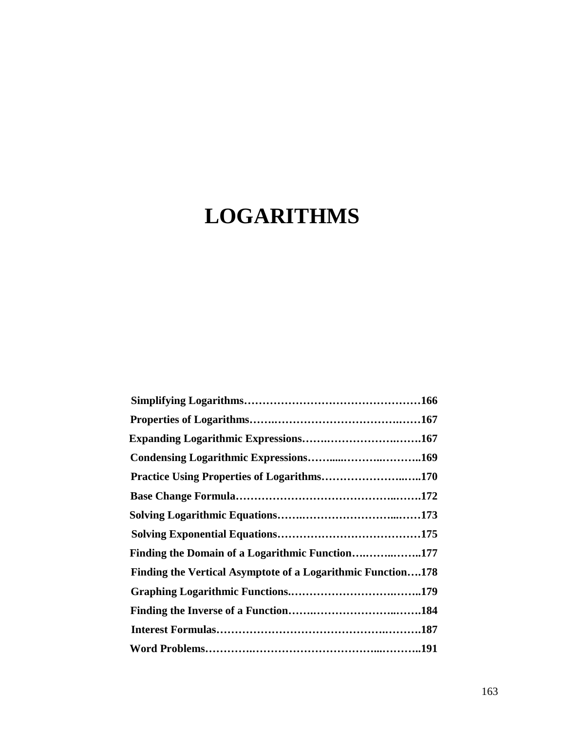# LOGARITHMS

| | |
|---|---|
| **Simplifying Logarithms** | **166** |
| **Properties of Logarithms** | **167** |
| **Expanding Logarithmic Expressions** | **167** |
| **Condensing Logarithmic Expressions** | **169** |
| **Practice Using Properties of Logarithms** | **170** |
| **Base Change Formula** | **172** |
| **Solving Logarithmic Equations** | **173** |
| **Solving Exponential Equations** | **175** |
| **Finding the Domain of a Logarithmic Function** | **177** |
| **Finding the Vertical Asymptote of a Logarithmic Function** | **178** |
| **Graphing Logarithmic Functions** | **179** |
| **Finding the Inverse of a Function** | **184** |
| **Interest Formulas** | **187** |
| **Word Problems** | **191** |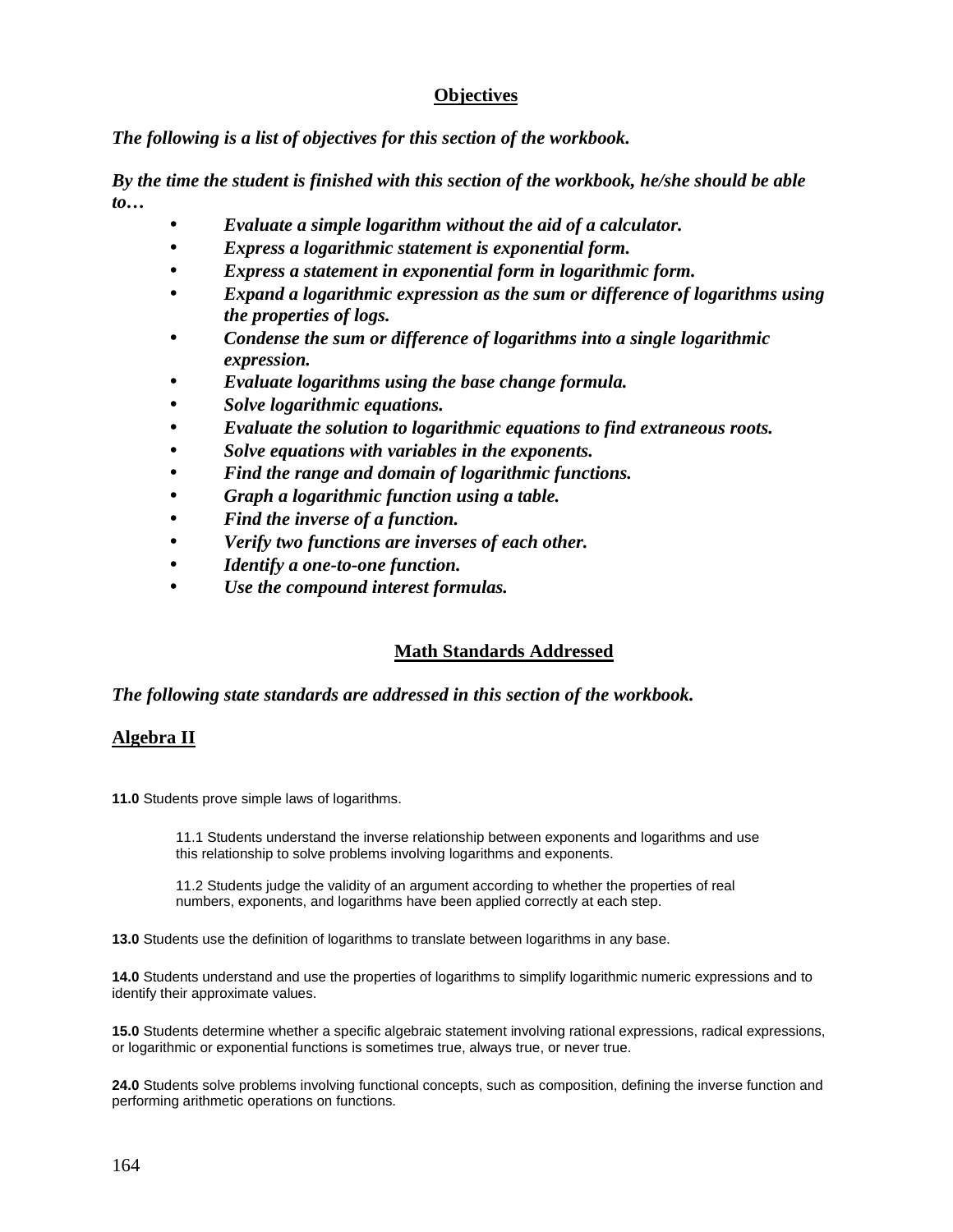## Objectives

***The following is a list of objectives for this section of the workbook.***

***By the time the student is finished with this section of the workbook, he/she should be able to…***

- ***Evaluate a simple logarithm without the aid of a calculator.***
- ***Express a logarithmic statement is exponential form.***
- ***Express a statement in exponential form in logarithmic form.***
- ***Expand a logarithmic expression as the sum or difference of logarithms using the properties of logs.***
- ***Condense the sum or difference of logarithms into a single logarithmic expression.***
- ***Evaluate logarithms using the base change formula.***
- ***Solve logarithmic equations.***
- ***Evaluate the solution to logarithmic equations to find extraneous roots.***
- ***Solve equations with variables in the exponents.***
- ***Find the range and domain of logarithmic functions.***
- ***Graph a logarithmic function using a table.***
- ***Find the inverse of a function.***
- ***Verify two functions are inverses of each other.***
- ***Identify a one-to-one function.***
- ***Use the compound interest formulas.***

## Math Standards Addressed

***The following state standards are addressed in this section of the workbook.***

### Algebra II

**11.0** Students prove simple laws of logarithms.

> 11.1 Students understand the inverse relationship between exponents and logarithms and use this relationship to solve problems involving logarithms and exponents.
>
> 11.2 Students judge the validity of an argument according to whether the properties of real numbers, exponents, and logarithms have been applied correctly at each step.

**13.0** Students use the definition of logarithms to translate between logarithms in any base.

**14.0** Students understand and use the properties of logarithms to simplify logarithmic numeric expressions and to identify their approximate values.

**15.0** Students determine whether a specific algebraic statement involving rational expressions, radical expressions, or logarithmic or exponential functions is sometimes true, always true, or never true.

**24.0** Students solve problems involving functional concepts, such as composition, defining the inverse function and performing arithmetic operations on functions.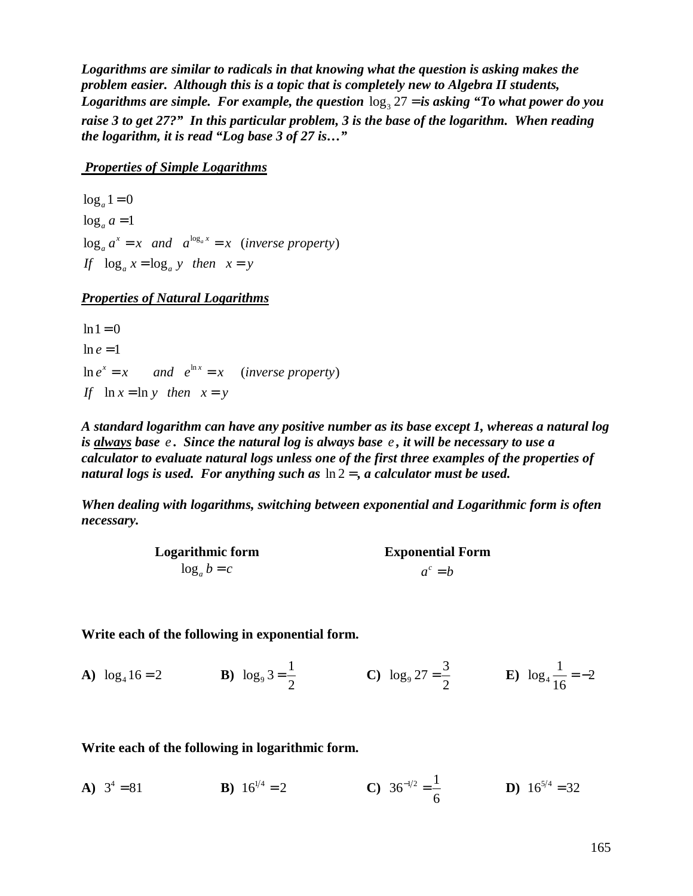***Logarithms are similar to radicals in that knowing what the question is asking makes the problem easier. Although this is a topic that is completely new to Algebra II students, Logarithms are simple. For example, the question*** $\log_3 27 =$ ***is asking "To what power do you raise 3 to get 27?" In this particular problem, 3 is the base of the logarithm. When reading the logarithm, it is read "Log base 3 of 27 is…"***

***Properties of Simple Logarithms***

$$\log_a 1 = 0$$
$$\log_a a = 1$$
$$\log_a a^x = x \quad and \quad a^{\log_a x} = x \quad (inverse\ property)$$
$$If \quad \log_a x = \log_a y \quad then \quad x = y$$

***Properties of Natural Logarithms***

$$\ln 1 = 0$$
$$\ln e = 1$$
$$\ln e^x = x \qquad and \quad e^{\ln x} = x \quad (inverse\ property)$$
$$If \quad \ln x = \ln y \quad then \quad x = y$$

***A standard logarithm can have any positive number as its base except 1, whereas a natural log is always base*** $e$***. Since the natural log is always base*** $e$***, it will be necessary to use a calculator to evaluate natural logs unless one of the first three examples of the properties of natural logs is used. For anything such as*** $\ln 2 =$***, a calculator must be used.***

***When dealing with logarithms, switching between exponential and Logarithmic form is often necessary.***

| **Logarithmic form** | **Exponential Form** |
|---|---|
| $\log_a b = c$ | $a^c = b$ |

**Write each of the following in exponential form.**

**A)** $\log_4 16 = 2$ **B)** $\log_9 3 = \frac{1}{2}$ **C)** $\log_9 27 = \frac{3}{2}$ **E)** $\log_4 \frac{1}{16} = -2$

**Write each of the following in logarithmic form.**

**A)** $3^4 = 81$ **B)** $16^{1/4} = 2$ **C)** $36^{-1/2} = \frac{1}{6}$ **D)** $16^{5/4} = 32$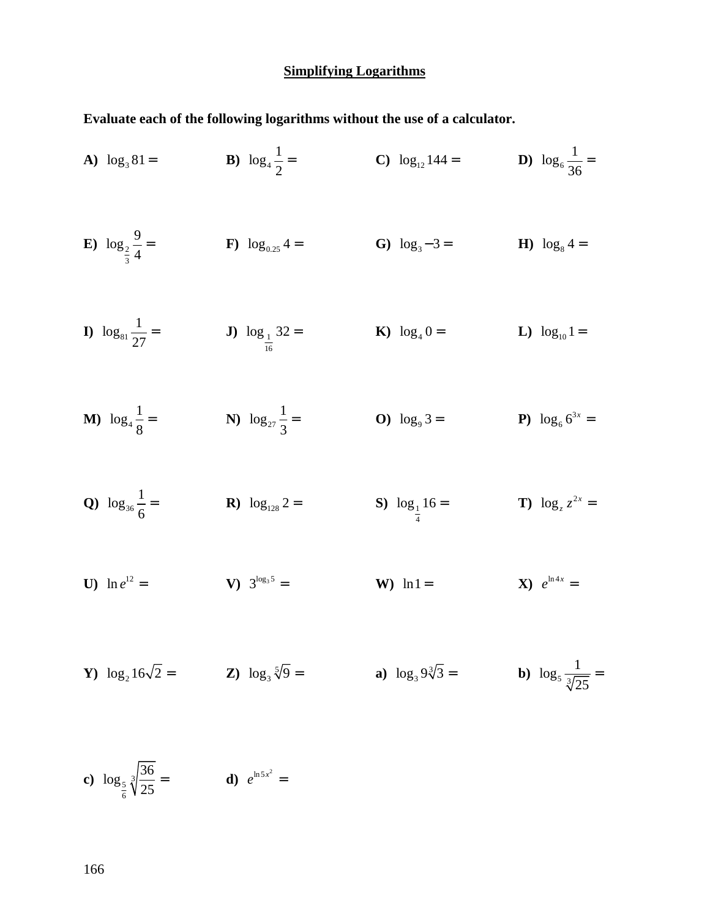## Simplifying Logarithms

**Evaluate each of the following logarithms without the use of a calculator.**

**A)** $\log_3 81 =$

**B)** $\log_4 \dfrac{1}{2} =$

**C)** $\log_{12} 144 =$

**D)** $\log_6 \dfrac{1}{36} =$

**E)** $\log_{\frac{2}{3}} \dfrac{9}{4} =$

**F)** $\log_{0.25} 4 =$

**G)** $\log_3 -3 =$

**H)** $\log_8 4 =$

**I)** $\log_{81} \dfrac{1}{27} =$

**J)** $\log_{\frac{1}{16}} 32 =$

**K)** $\log_4 0 =$

**L)** $\log_{10} 1 =$

**M)** $\log_4 \dfrac{1}{8} =$

**N)** $\log_{27} \dfrac{1}{3} =$

**O)** $\log_9 3 =$

**P)** $\log_6 6^{3x} =$

**Q)** $\log_{36} \dfrac{1}{6} =$

**R)** $\log_{128} 2 =$

**S)** $\log_{\frac{1}{4}} 16 =$

**T)** $\log_z z^{2x} =$

**U)** $\ln e^{12} =$

**V)** $3^{\log_3 5} =$

**W)** $\ln 1 =$

**X)** $e^{\ln 4x} =$

**Y)** $\log_2 16\sqrt{2} =$

**Z)** $\log_3 \sqrt[5]{9} =$

**a)** $\log_3 9\sqrt[3]{3} =$

**b)** $\log_5 \dfrac{1}{\sqrt[3]{25}} =$

**c)** $\log_{\frac{5}{6}} \sqrt[3]{\dfrac{36}{25}} =$

**d)** $e^{\ln 5x^2} =$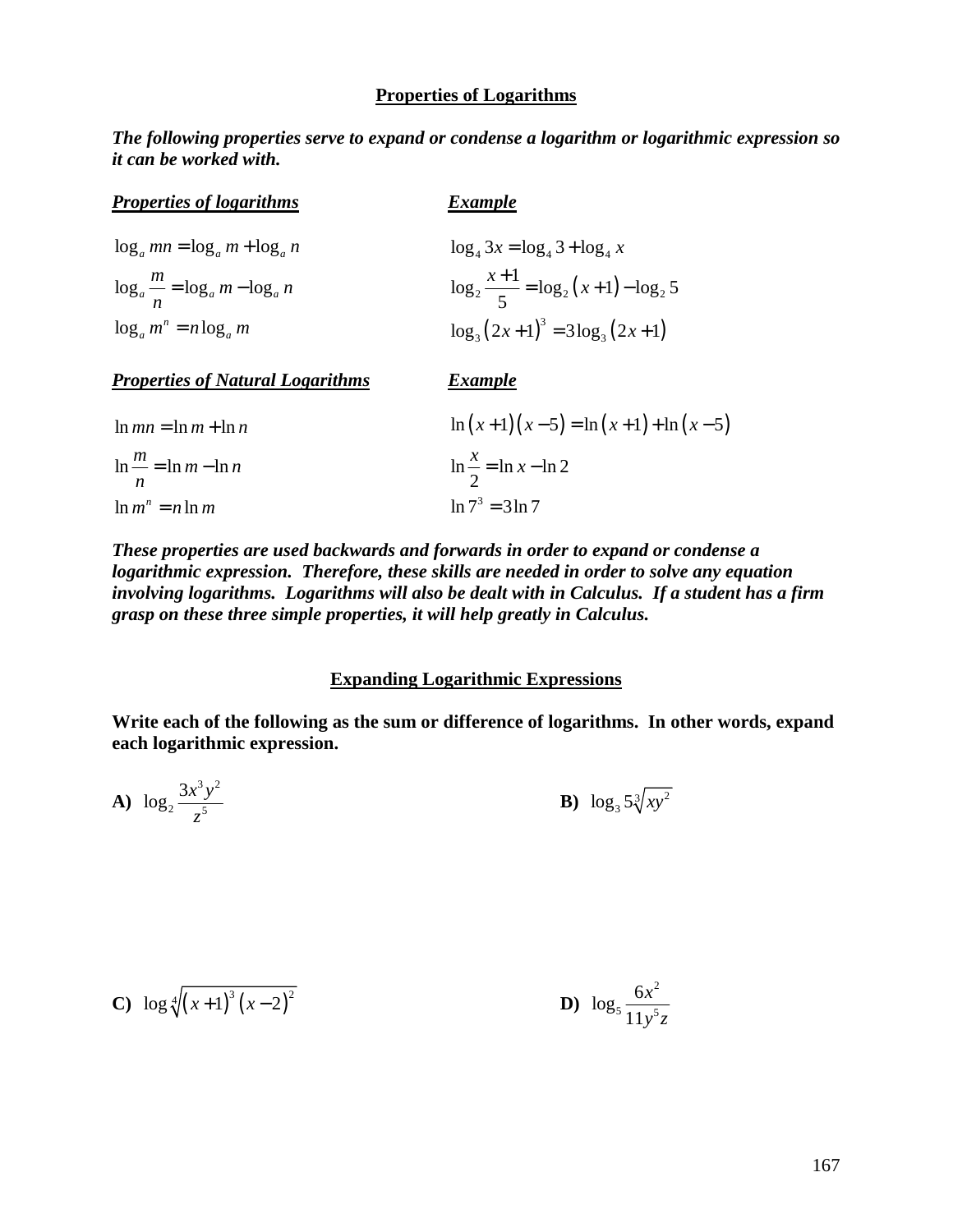## Properties of Logarithms

***The following properties serve to expand or condense a logarithm or logarithmic expression so it can be worked with.***

| ***Properties of logarithms*** | ***Example*** |
| --- | --- |
| $\log_a mn = \log_a m + \log_a n$ | $\log_4 3x = \log_4 3 + \log_4 x$ |
| $\log_a \dfrac{m}{n} = \log_a m - \log_a n$ | $\log_2 \dfrac{x+1}{5} = \log_2 (x+1) - \log_2 5$ |
| $\log_a m^n = n\log_a m$ | $\log_3 (2x+1)^3 = 3\log_3 (2x+1)$ |

| ***Properties of Natural Logarithms*** | ***Example*** |
| --- | --- |
| $\ln mn = \ln m + \ln n$ | $\ln (x+1)(x-5) = \ln (x+1) + \ln (x-5)$ |
| $\ln \dfrac{m}{n} = \ln m - \ln n$ | $\ln \dfrac{x}{2} = \ln x - \ln 2$ |
| $\ln m^n = n\ln m$ | $\ln 7^3 = 3\ln 7$ |

***These properties are used backwards and forwards in order to expand or condense a logarithmic expression. Therefore, these skills are needed in order to solve any equation involving logarithms. Logarithms will also be dealt with in Calculus. If a student has a firm grasp on these three simple properties, it will help greatly in Calculus.***

## Expanding Logarithmic Expressions

**Write each of the following as the sum or difference of logarithms. In other words, expand each logarithmic expression.**

**A)** $\log_2 \dfrac{3x^3y^2}{z^5}$

**B)** $\log_3 5\sqrt[3]{xy^2}$

**C)** $\log \sqrt[4]{(x+1)^3 (x-2)^2}$

**D)** $\log_5 \dfrac{6x^2}{11y^5z}$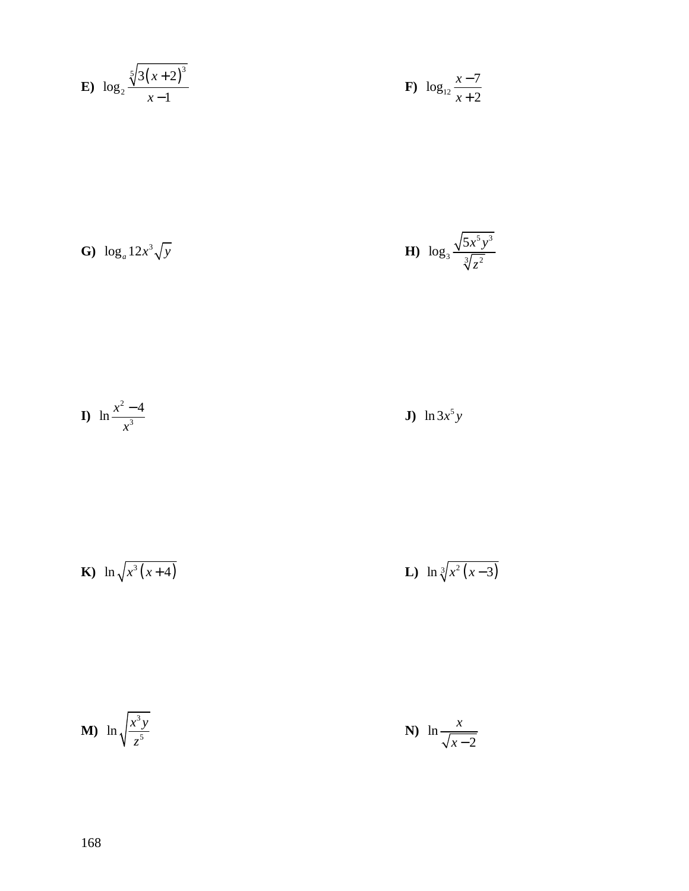**E)** $\log_2 \frac{\sqrt[5]{3(x+2)^3}}{x-1}$

**F)** $\log_{12} \frac{x-7}{x+2}$

**G)** $\log_a 12x^3\sqrt{y}$

**H)** $\log_3 \frac{\sqrt{5x^5y^3}}{\sqrt[3]{z^2}}$

**I)** $\ln \frac{x^2-4}{x^3}$

**J)** $\ln 3x^5y$

**K)** $\ln\sqrt{x^3(x+4)}$

**L)** $\ln\sqrt[3]{x^2(x-3)}$

**M)** $\ln\sqrt{\frac{x^3y}{z^5}}$

**N)** $\ln\frac{x}{\sqrt{x-2}}$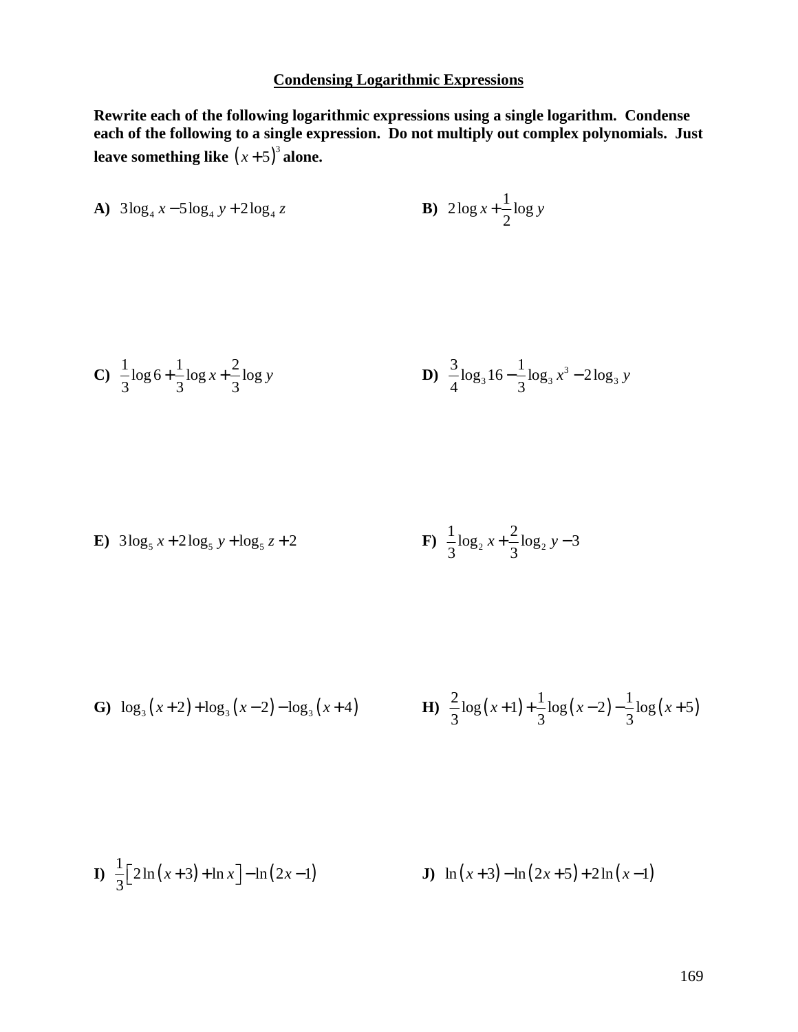## Condensing Logarithmic Expressions

**Rewrite each of the following logarithmic expressions using a single logarithm. Condense each of the following to a single expression. Do not multiply out complex polynomials. Just leave something like $(x+5)^3$ alone.**

**A)** $3\log_4 x - 5\log_4 y + 2\log_4 z$

**B)** $2\log x + \dfrac{1}{2}\log y$

**C)** $\dfrac{1}{3}\log 6 + \dfrac{1}{3}\log x + \dfrac{2}{3}\log y$

**D)** $\dfrac{3}{4}\log_3 16 - \dfrac{1}{3}\log_3 x^3 - 2\log_3 y$

**E)** $3\log_5 x + 2\log_5 y + \log_5 z + 2$

**F)** $\dfrac{1}{3}\log_2 x + \dfrac{2}{3}\log_2 y - 3$

**G)** $\log_3(x+2) + \log_3(x-2) - \log_3(x+4)$

**H)** $\dfrac{2}{3}\log(x+1) + \dfrac{1}{3}\log(x-2) - \dfrac{1}{3}\log(x+5)$

**I)** $\dfrac{1}{3}\left[2\ln(x+3) + \ln x\right] - \ln(2x-1)$

**J)** $\ln(x+3) - \ln(2x+5) + 2\ln(x-1)$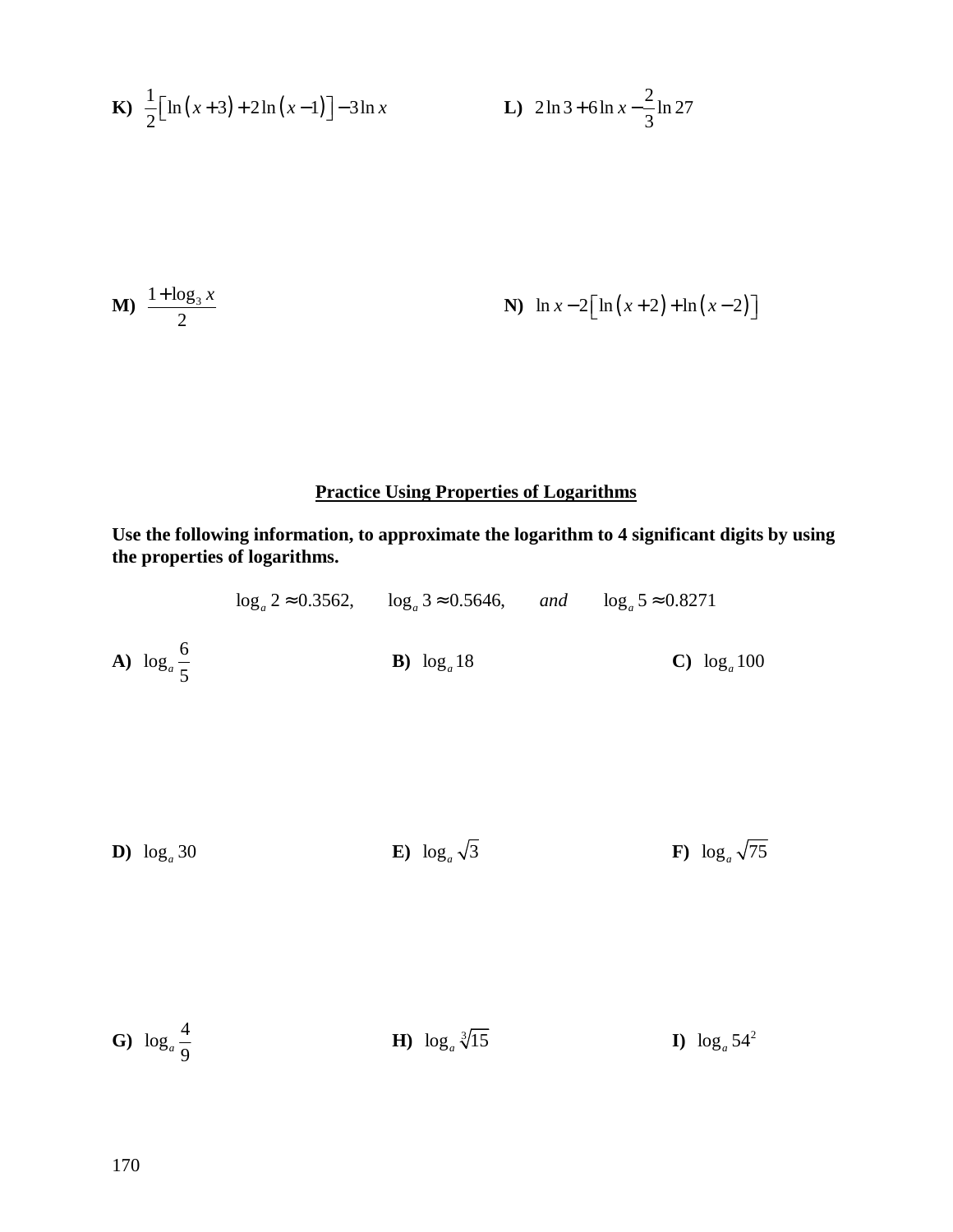**K)** $\frac{1}{2}\left[\ln(x+3)+2\ln(x-1)\right]-3\ln x$

**L)** $2\ln 3+6\ln x-\frac{2}{3}\ln 27$

**M)** $\frac{1+\log_3 x}{2}$

**N)** $\ln x-2\left[\ln(x+2)+\ln(x-2)\right]$

## Practice Using Properties of Logarithms

**Use the following information, to approximate the logarithm to 4 significant digits by using the properties of logarithms.**

$$\log_a 2 \approx 0.3562, \qquad \log_a 3 \approx 0.5646, \qquad \textit{and} \qquad \log_a 5 \approx 0.8271$$

**A)** $\log_a \frac{6}{5}$

**B)** $\log_a 18$

**C)** $\log_a 100$

**D)** $\log_a 30$

**E)** $\log_a \sqrt{3}$

**F)** $\log_a \sqrt{75}$

**G)** $\log_a \frac{4}{9}$

**H)** $\log_a \sqrt[3]{15}$

**I)** $\log_a 54^2$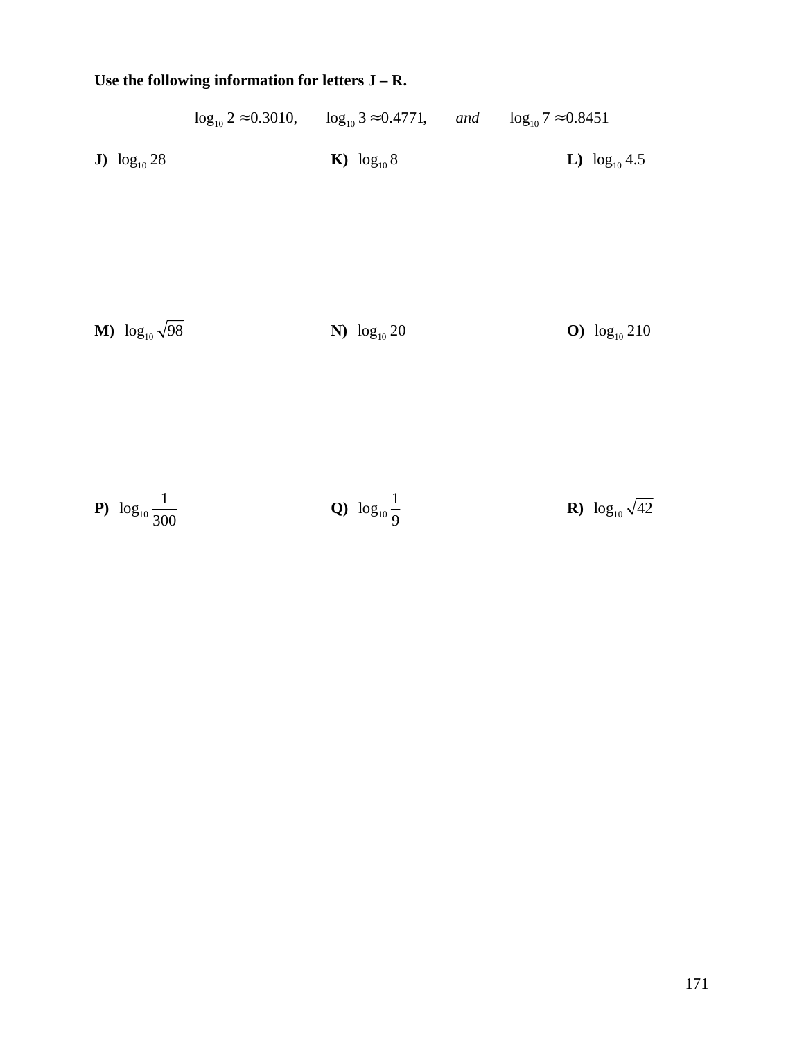**Use the following information for letters J – R.**

$$\log_{10} 2 \approx 0.3010, \qquad \log_{10} 3 \approx 0.4771, \qquad \textit{and} \qquad \log_{10} 7 \approx 0.8451$$

**J)** $\log_{10} 28$

**K)** $\log_{10} 8$

**L)** $\log_{10} 4.5$

**M)** $\log_{10} \sqrt{98}$

**N)** $\log_{10} 20$

**O)** $\log_{10} 210$

**P)** $\log_{10} \frac{1}{300}$

**Q)** $\log_{10} \frac{1}{9}$

**R)** $\log_{10} \sqrt{42}$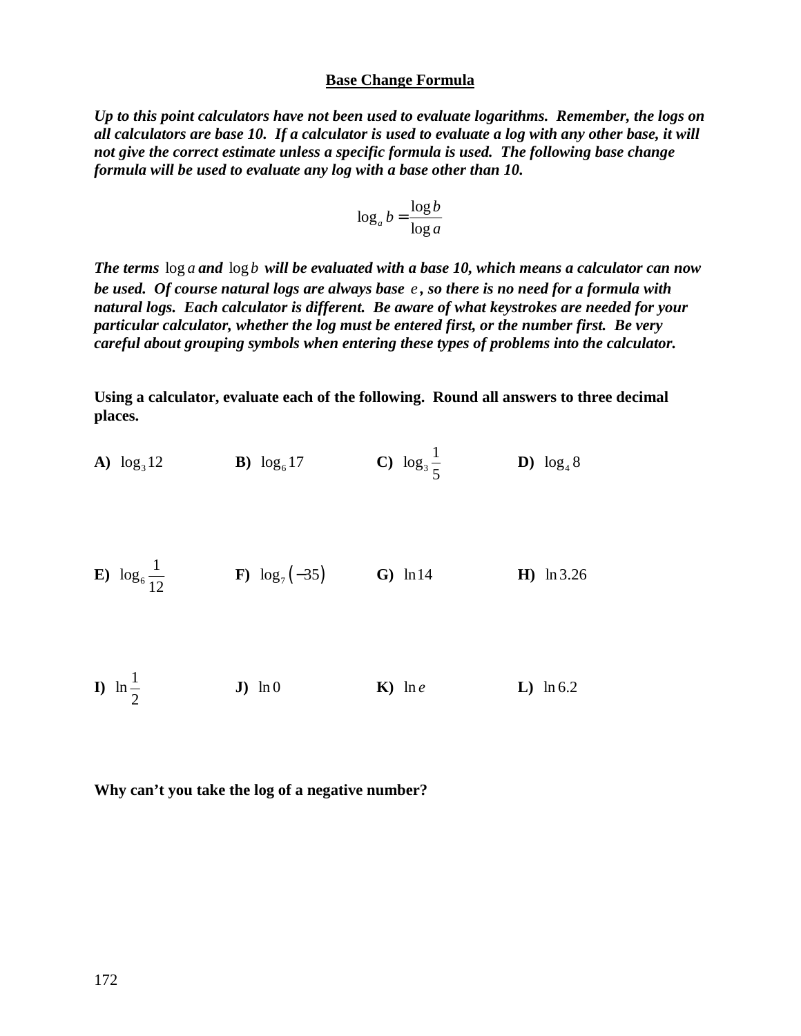## Base Change Formula

***Up to this point calculators have not been used to evaluate logarithms. Remember, the logs on all calculators are base 10. If a calculator is used to evaluate a log with any other base, it will not give the correct estimate unless a specific formula is used. The following base change formula will be used to evaluate any log with a base other than 10.***

$$\log_a b = \frac{\log b}{\log a}$$

***The terms*** $\log a$ ***and*** $\log b$ ***will be evaluated with a base 10, which means a calculator can now be used. Of course natural logs are always base*** $e$***, so there is no need for a formula with natural logs. Each calculator is different. Be aware of what keystrokes are needed for your particular calculator, whether the log must be entered first, or the number first. Be very careful about grouping symbols when entering these types of problems into the calculator.***

**Using a calculator, evaluate each of the following. Round all answers to three decimal places.**

**A)** $\log_3 12$ **B)** $\log_6 17$ **C)** $\log_3 \frac{1}{5}$ **D)** $\log_4 8$

**E)** $\log_6 \frac{1}{12}$ **F)** $\log_7 (-35)$ **G)** $\ln 14$ **H)** $\ln 3.26$

**I)** $\ln \frac{1}{2}$ **J)** $\ln 0$ **K)** $\ln e$ **L)** $\ln 6.2$

**Why can't you take the log of a negative number?**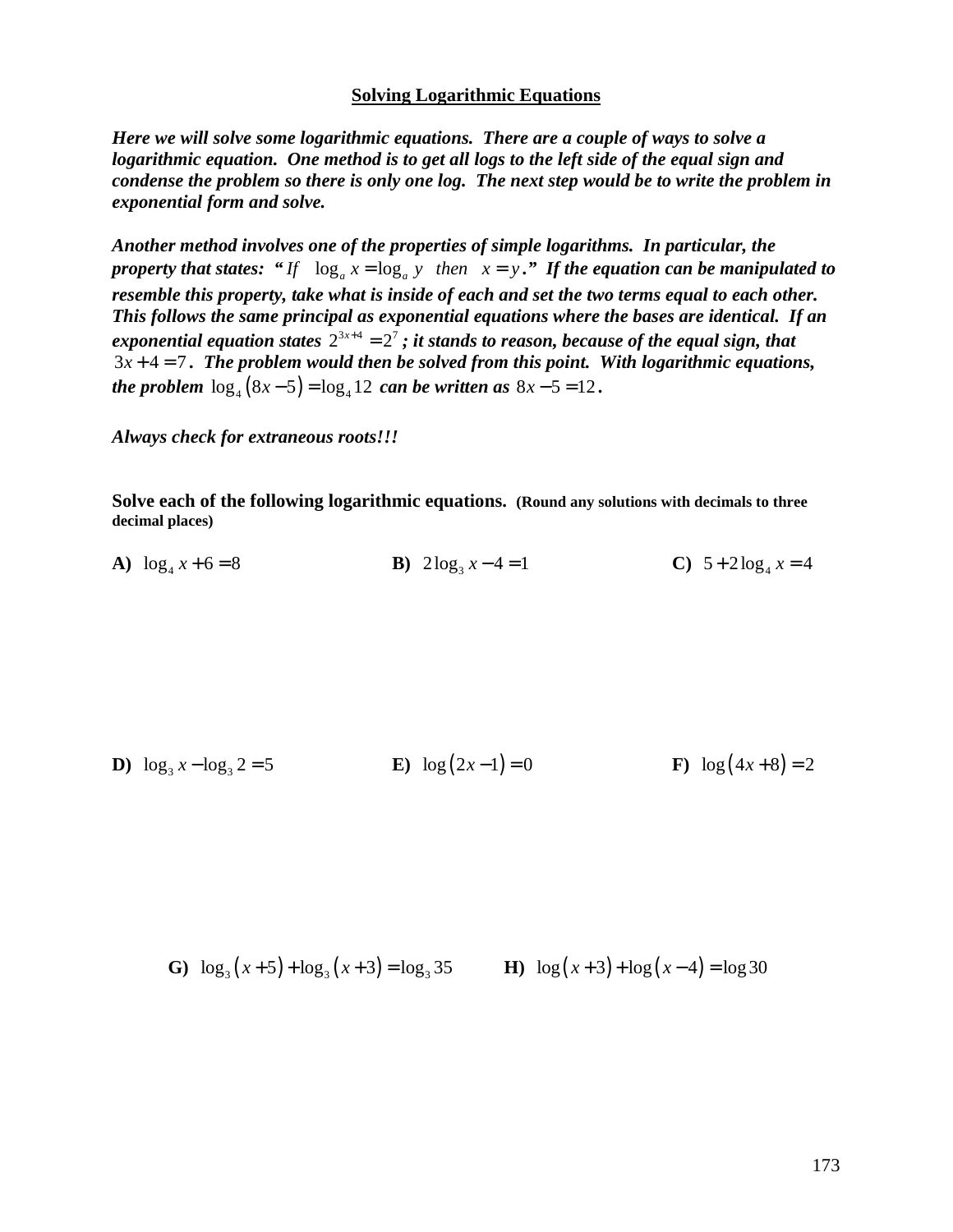## Solving Logarithmic Equations

***Here we will solve some logarithmic equations. There are a couple of ways to solve a logarithmic equation. One method is to get all logs to the left side of the equal sign and condense the problem so there is only one log. The next step would be to write the problem in exponential form and solve.***

***Another method involves one of the properties of simple logarithms. In particular, the property that states: "*** *If* $\log_a x = \log_a y$ *then* $x = y$***." If the equation can be manipulated to resemble this property, take what is inside of each and set the two terms equal to each other. This follows the same principal as exponential equations where the bases are identical. If an exponential equation states*** $2^{3x+4} = 2^7$ ***; it stands to reason, because of the equal sign, that*** $3x + 4 = 7$***. The problem would then be solved from this point. With logarithmic equations, the problem*** $\log_4(8x-5) = \log_4 12$ ***can be written as*** $8x - 5 = 12$***.***

***Always check for extraneous roots!!!***

**Solve each of the following logarithmic equations. (Round any solutions with decimals to three decimal places)**

**A)** $\log_4 x + 6 = 8$

**B)** $2\log_3 x - 4 = 1$

**C)** $5 + 2\log_4 x = 4$

**D)** $\log_3 x - \log_3 2 = 5$

**E)** $\log(2x-1) = 0$

**F)** $\log(4x+8) = 2$

**G)** $\log_3(x+5) + \log_3(x+3) = \log_3 35$

**H)** $\log(x+3) + \log(x-4) = \log 30$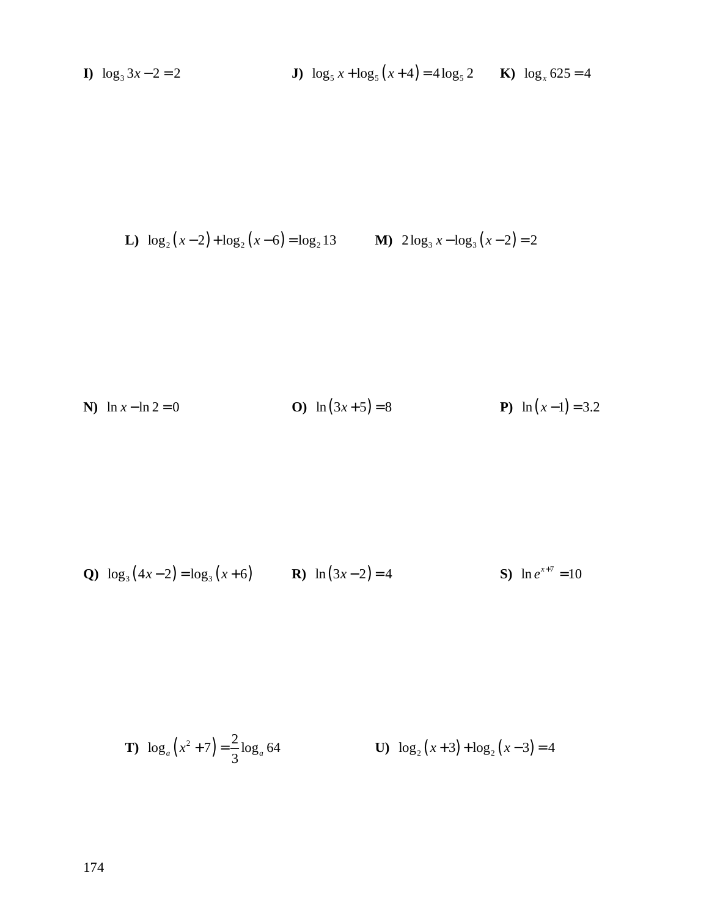**I)** $\log_3 3x - 2 = 2$

**J)** $\log_5 x + \log_5 (x+4) = 4\log_5 2$

**K)** $\log_x 625 = 4$

**L)** $\log_2 (x-2) + \log_2 (x-6) = \log_2 13$

**M)** $2\log_3 x - \log_3 (x-2) = 2$

**N)** $\ln x - \ln 2 = 0$

**O)** $\ln(3x+5) = 8$

**P)** $\ln(x-1) = 3.2$

**Q)** $\log_3 (4x-2) = \log_3 (x+6)$

**R)** $\ln(3x-2) = 4$

**S)** $\ln e^{x+7} = 10$

**T)** $\log_a (x^2+7) = \dfrac{2}{3}\log_a 64$

**U)** $\log_2 (x+3) + \log_2 (x-3) = 4$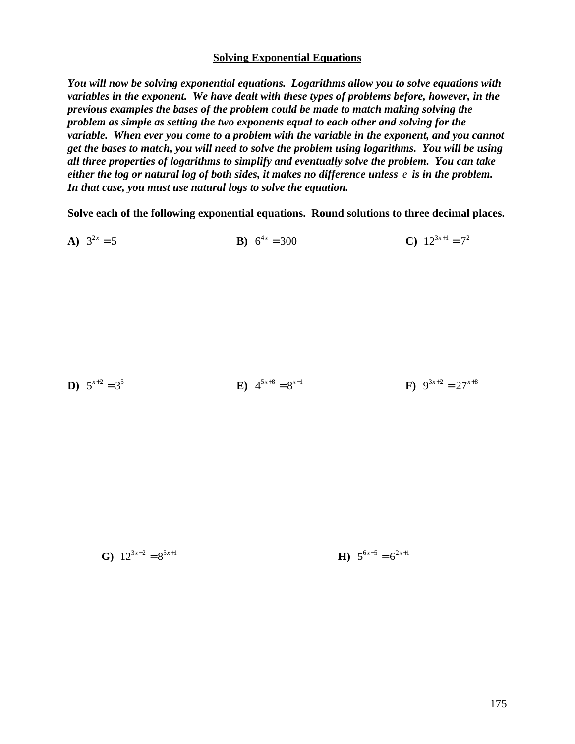## Solving Exponential Equations

***You will now be solving exponential equations. Logarithms allow you to solve equations with variables in the exponent. We have dealt with these types of problems before, however, in the previous examples the bases of the problem could be made to match making solving the problem as simple as setting the two exponents equal to each other and solving for the variable. When ever you come to a problem with the variable in the exponent, and you cannot get the bases to match, you will need to solve the problem using logarithms. You will be using all three properties of logarithms to simplify and eventually solve the problem. You can take either the log or natural log of both sides, it makes no difference unless $e$ is in the problem. In that case, you must use natural logs to solve the equation.***

**Solve each of the following exponential equations. Round solutions to three decimal places.**

**A)** $3^{2x} = 5$

**B)** $6^{4x} = 300$

**C)** $12^{3x+1} = 7^2$

**D)** $5^{x+2} = 3^5$

**E)** $4^{5x+8} = 8^{x-1}$

**F)** $9^{3x+2} = 27^{x+8}$

**G)** $12^{3x-2} = 8^{5x+1}$

**H)** $5^{6x-5} = 6^{2x+1}$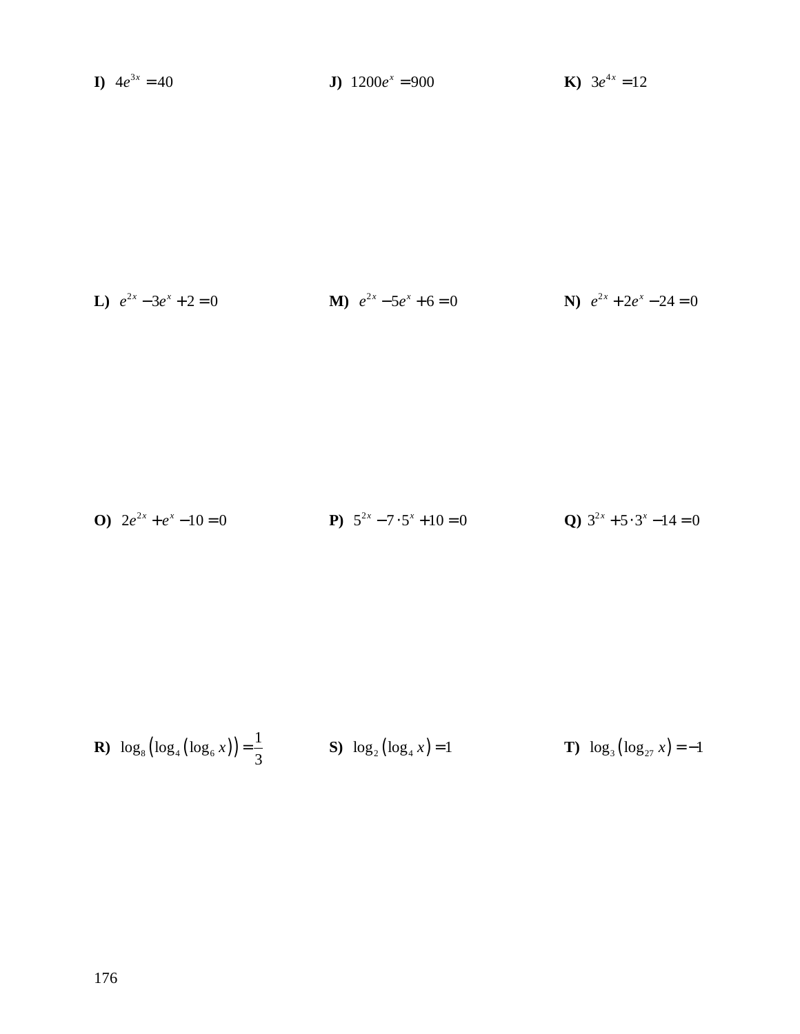**I)** $4e^{3x} = 40$

**J)** $1200e^{x} = 900$

**K)** $3e^{4x} = 12$

**L)** $e^{2x} - 3e^{x} + 2 = 0$

**M)** $e^{2x} - 5e^{x} + 6 = 0$

**N)** $e^{2x} + 2e^{x} - 24 = 0$

**O)** $2e^{2x} + e^{x} - 10 = 0$

**P)** $5^{2x} - 7 \cdot 5^{x} + 10 = 0$

**Q)** $3^{2x} + 5 \cdot 3^{x} - 14 = 0$

**R)** $\log_8 \left( \log_4 \left( \log_6 x \right) \right) = \frac{1}{3}$

**S)** $\log_2 \left( \log_4 x \right) = 1$

**T)** $\log_3 \left( \log_{27} x \right) = -1$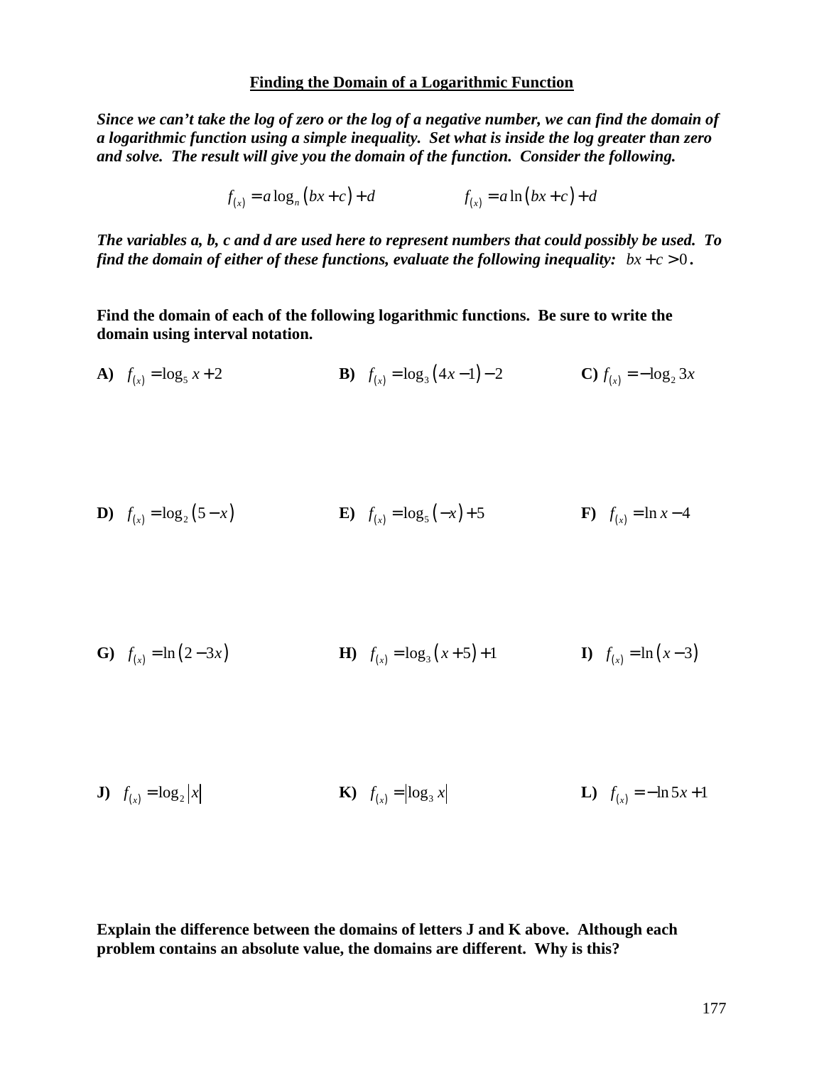## Finding the Domain of a Logarithmic Function

***Since we can't take the log of zero or the log of a negative number, we can find the domain of a logarithmic function using a simple inequality. Set what is inside the log greater than zero and solve. The result will give you the domain of the function. Consider the following.***

$$f_{(x)} = a\log_n(bx+c)+d \qquad\qquad f_{(x)} = a\ln(bx+c)+d$$

***The variables a, b, c and d are used here to represent numbers that could possibly be used. To find the domain of either of these functions, evaluate the following inequality:*** $bx+c>0$.

**Find the domain of each of the following logarithmic functions. Be sure to write the domain using interval notation.**

**A)** $f_{(x)} = \log_5 x + 2$

**B)** $f_{(x)} = \log_3(4x-1)-2$

**C)** $f_{(x)} = -\log_2 3x$

**D)** $f_{(x)} = \log_2(5-x)$

**E)** $f_{(x)} = \log_5(-x)+5$

**F)** $f_{(x)} = \ln x - 4$

**G)** $f_{(x)} = \ln(2-3x)$

**H)** $f_{(x)} = \log_3(x+5)+1$

**I)** $f_{(x)} = \ln(x-3)$

**J)** $f_{(x)} = \log_2|x|$

**K)** $f_{(x)} = |\log_3 x|$

**L)** $f_{(x)} = -\ln 5x + 1$

**Explain the difference between the domains of letters J and K above. Although each problem contains an absolute value, the domains are different. Why is this?**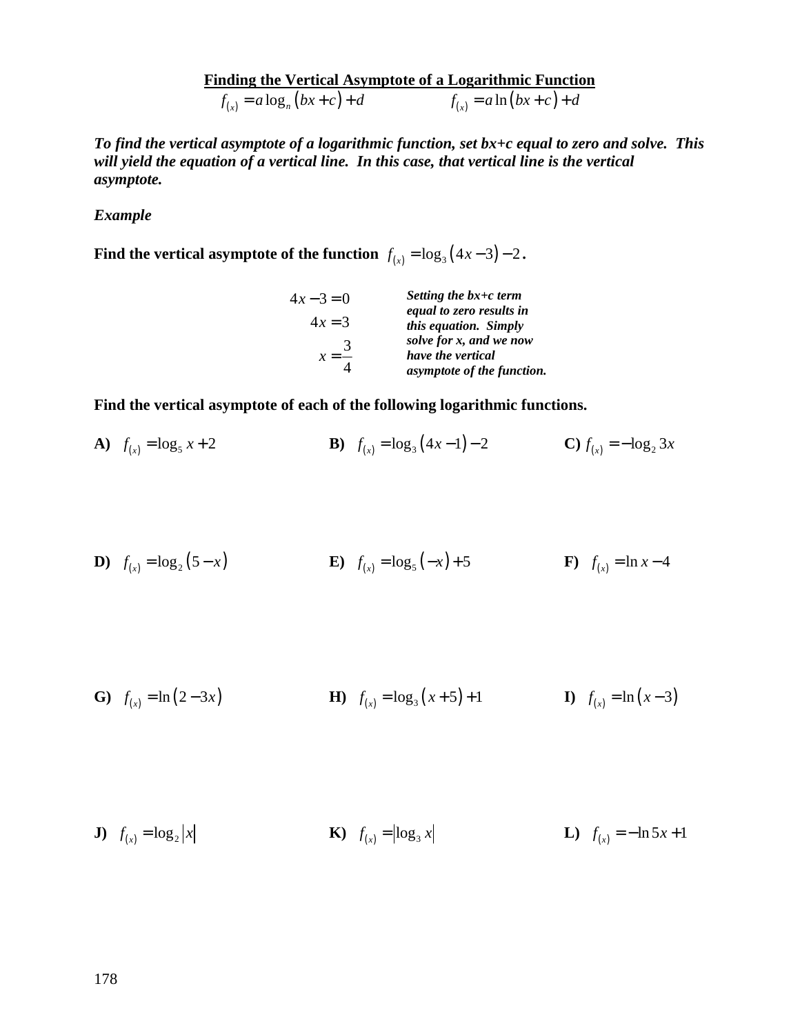## Finding the Vertical Asymptote of a Logarithmic Function

$f_{(x)} = a\log_n(bx+c)+d \qquad f_{(x)} = a\ln(bx+c)+d$

***To find the vertical asymptote of a logarithmic function, set bx+c equal to zero and solve. This will yield the equation of a vertical line. In this case, that vertical line is the vertical asymptote.***

***Example***

**Find the vertical asymptote of the function** $f_{(x)} = \log_3(4x-3)-2$**.**

$$4x-3=0$$
$$4x=3$$
$$x=\frac{3}{4}$$

***Setting the bx+c term equal to zero results in this equation. Simply solve for x, and we now have the vertical asymptote of the function.***

**Find the vertical asymptote of each of the following logarithmic functions.**

**A)** $f_{(x)} = \log_5 x + 2$

**B)** $f_{(x)} = \log_3(4x-1)-2$

**C)** $f_{(x)} = -\log_2 3x$

**D)** $f_{(x)} = \log_2(5-x)$

**E)** $f_{(x)} = \log_5(-x)+5$

**F)** $f_{(x)} = \ln x - 4$

**G)** $f_{(x)} = \ln(2-3x)$

**H)** $f_{(x)} = \log_3(x+5)+1$

**I)** $f_{(x)} = \ln(x-3)$

**J)** $f_{(x)} = \log_2|x|$

**K)** $f_{(x)} = |\log_3 x|$

**L)** $f_{(x)} = -\ln 5x + 1$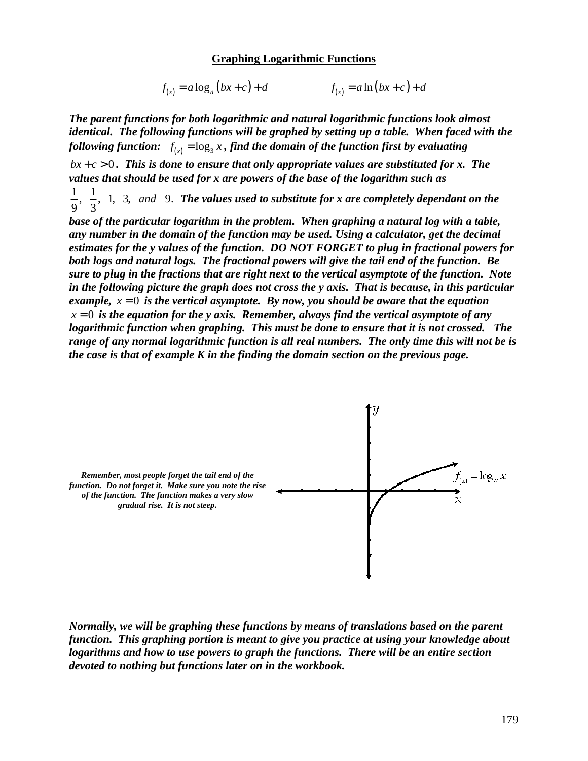## Graphing Logarithmic Functions

$$f_{(x)} = a\log_n(bx+c)+d \qquad\qquad f_{(x)} = a\ln(bx+c)+d$$

***The parent functions for both logarithmic and natural logarithmic functions look almost identical. The following functions will be graphed by setting up a table. When faced with the following function: $f_{(x)} = \log_3 x$, find the domain of the function first by evaluating $bx + c > 0$. This is done to ensure that only appropriate values are substituted for x. The values that should be used for x are powers of the base of the logarithm such as $\frac{1}{9},\ \frac{1}{3},\ 1,\ 3,\ and\ \ 9$. The values used to substitute for x are completely dependant on the base of the particular logarithm in the problem. When graphing a natural log with a table, any number in the domain of the function may be used. Using a calculator, get the decimal estimates for the y values of the function. DO NOT FORGET to plug in fractional powers for both logs and natural logs. The fractional powers will give the tail end of the function. Be sure to plug in the fractions that are right next to the vertical asymptote of the function. Note in the following picture the graph does not cross the y axis. That is because, in this particular example, $x = 0$ is the vertical asymptote. By now, you should be aware that the equation $x = 0$ is the equation for the y axis. Remember, always find the vertical asymptote of any logarithmic function when graphing. This must be done to ensure that it is not crossed. The range of any normal logarithmic function is all real numbers. The only time this will not be is the case is that of example K in the finding the domain section on the previous page.***

***Remember, most people forget the tail end of the function. Do not forget it. Make sure you note the rise of the function. The function makes a very slow gradual rise. It is not steep.***

$f_{(x)} = \log_a x$

***Normally, we will be graphing these functions by means of translations based on the parent function. This graphing portion is meant to give you practice at using your knowledge about logarithms and how to use powers to graph the functions. There will be an entire section devoted to nothing but functions later on in the workbook.***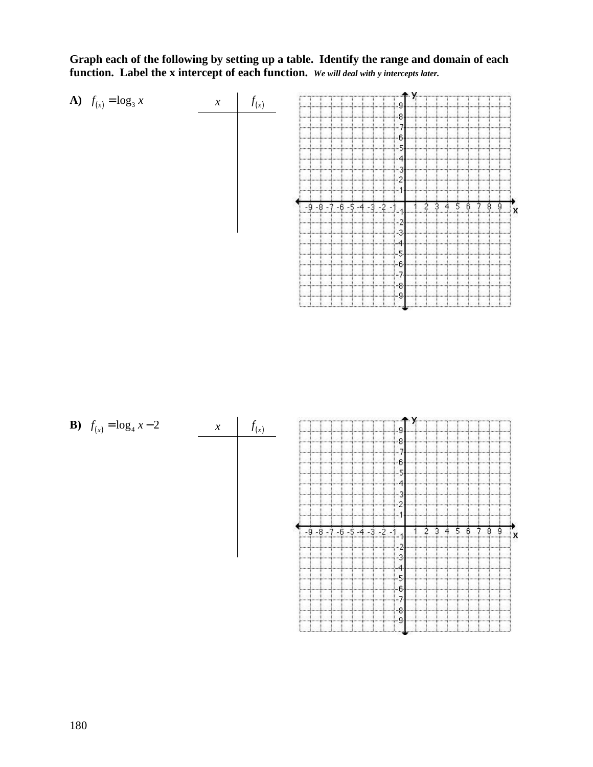**Graph each of the following by setting up a table. Identify the range and domain of each function. Label the x intercept of each function.** ***We will deal with y intercepts later.***

**A)** $f_{(x)} = \log_3 x$

| $x$ | $f_{(x)}$ |
|---|---|
| | |

**B)** $f_{(x)} = \log_4 x - 2$

| $x$ | $f_{(x)}$ |
|---|---|
| | |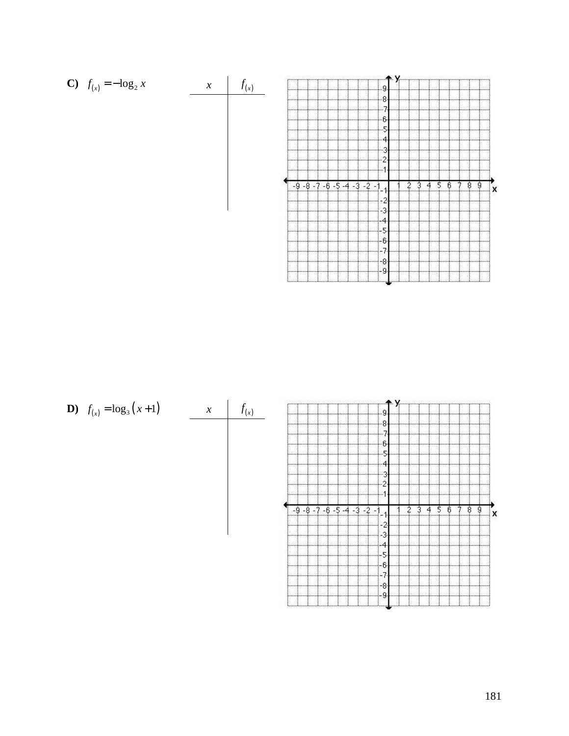**C)** $f_{(x)} = -\log_2 x$

| $x$ | $f_{(x)}$ |
|---|---|
| | |

**D)** $f_{(x)} = \log_3 (x+1)$

| $x$ | $f_{(x)}$ |
|---|---|
| | |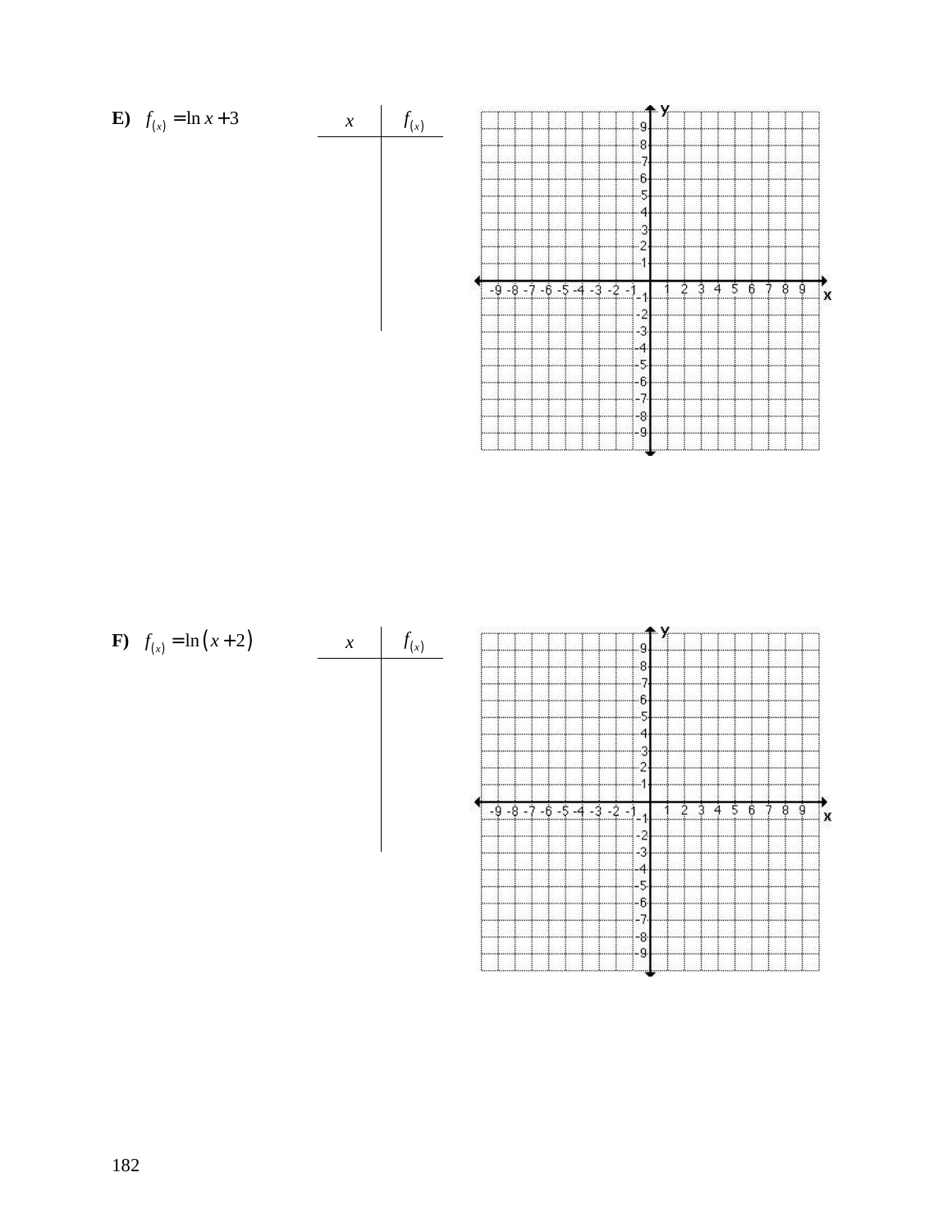**E)** $f_{(x)} = \ln x + 3$

| $x$ | $f_{(x)}$ |
|---|---|
| | |

**F)** $f_{(x)} = \ln(x+2)$

| $x$ | $f_{(x)}$ |
|---|---|
| | |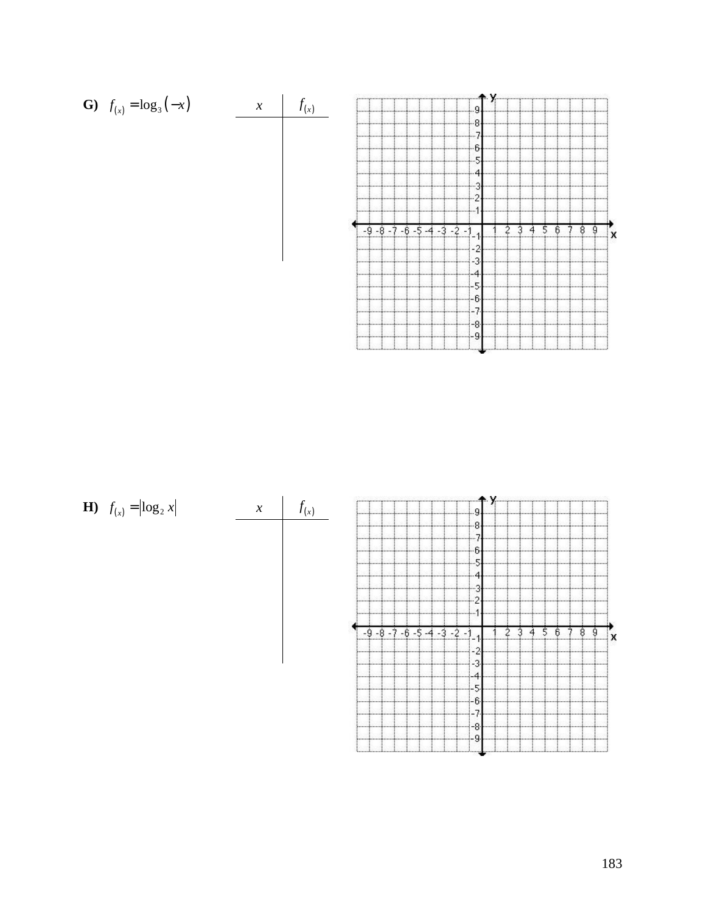**G)** $f_{(x)} = \log_3(-x)$

| $x$ | $f_{(x)}$ |
|---|---|
| | |

**H)** $f_{(x)} = |\log_2 x|$

| $x$ | $f_{(x)}$ |
|---|---|
| | |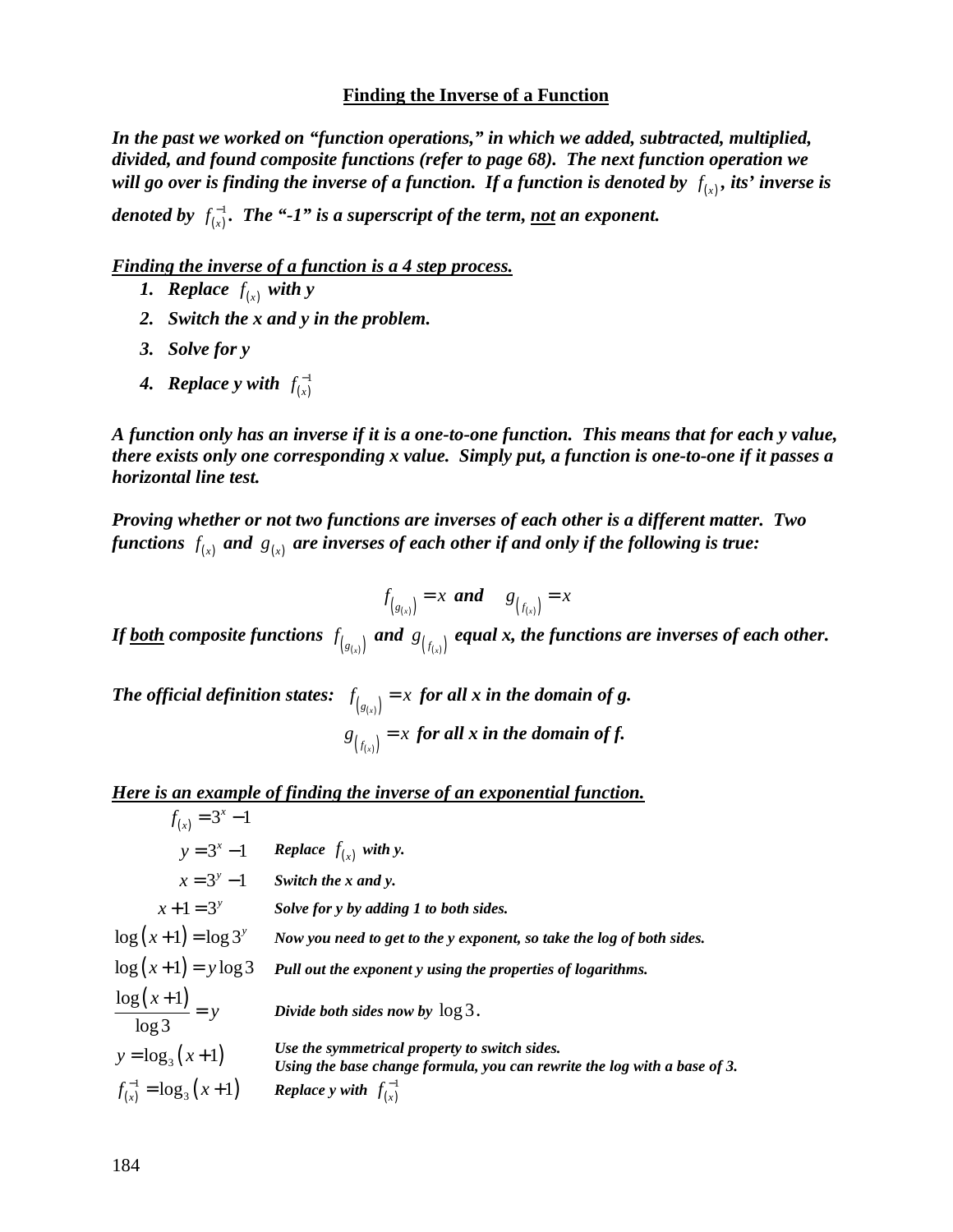## Finding the Inverse of a Function

***In the past we worked on "function operations," in which we added, subtracted, multiplied, divided, and found composite functions (refer to page 68). The next function operation we will go over is finding the inverse of a function. If a function is denoted by $f_{(x)}$, its' inverse is denoted by $f^{-1}_{(x)}$. The "-1" is a superscript of the term, not an exponent.***

***Finding the inverse of a function is a 4 step process.***

1. ***Replace $f_{(x)}$ with y***
2. ***Switch the x and y in the problem.***
3. ***Solve for y***
4. ***Replace y with $f^{-1}_{(x)}$***

***A function only has an inverse if it is a one-to-one function. This means that for each y value, there exists only one corresponding x value. Simply put, a function is one-to-one if it passes a horizontal line test.***

***Proving whether or not two functions are inverses of each other is a different matter. Two functions $f_{(x)}$ and $g_{(x)}$ are inverses of each other if and only if the following is true:***

$$f_{\left(g_{(x)}\right)} = x \text{ and } \quad g_{\left(f_{(x)}\right)} = x$$

***If both composite functions $f_{\left(g_{(x)}\right)}$ and $g_{\left(f_{(x)}\right)}$ equal x, the functions are inverses of each other.***

***The official definition states:*** $f_{\left(g_{(x)}\right)} = x$ ***for all x in the domain of g.***

$g_{\left(f_{(x)}\right)} = x$ ***for all x in the domain of f.***

***Here is an example of finding the inverse of an exponential function.***

$f_{(x)} = 3^x - 1$

| | |
|---|---|
| $y = 3^x - 1$ | ***Replace $f_{(x)}$ with y.*** |
| $x = 3^y - 1$ | ***Switch the x and y.*** |
| $x + 1 = 3^y$ | ***Solve for y by adding 1 to both sides.*** |
| $\log(x+1) = \log 3^y$ | ***Now you need to get to the y exponent, so take the log of both sides.*** |
| $\log(x+1) = y \log 3$ | ***Pull out the exponent y using the properties of logarithms.*** |
| $\dfrac{\log(x+1)}{\log 3} = y$ | ***Divide both sides now by $\log 3$.*** |
| $y = \log_3(x+1)$ | ***Use the symmetrical property to switch sides. Using the base change formula, you can rewrite the log with a base of 3.*** |
| $f^{-1}_{(x)} = \log_3(x+1)$ | ***Replace y with $f^{-1}_{(x)}$*** |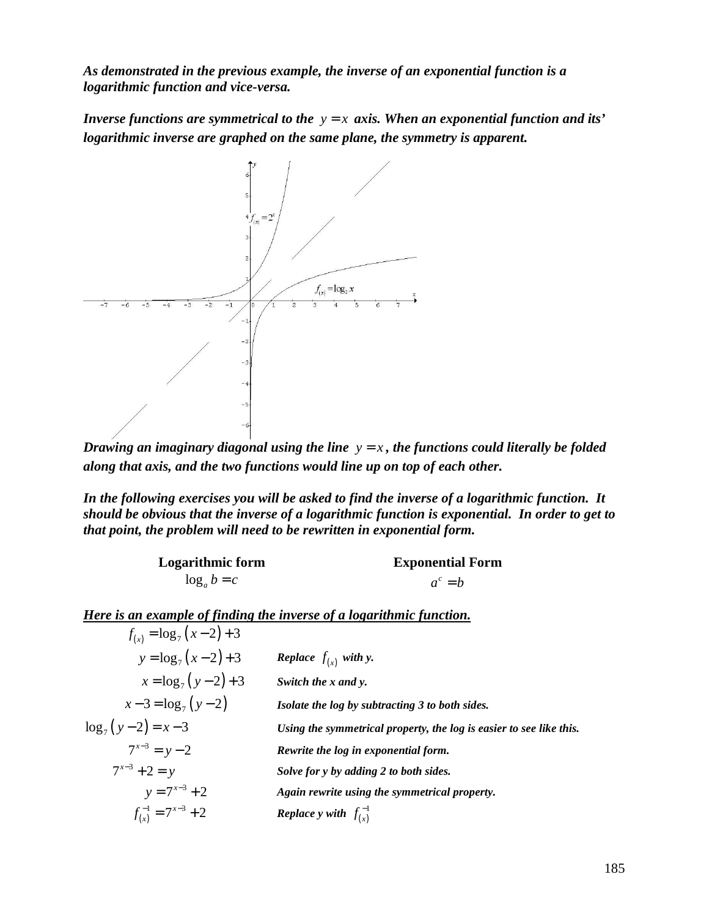***As demonstrated in the previous example, the inverse of an exponential function is a logarithmic function and vice-versa.***

***Inverse functions are symmetrical to the $y = x$ axis. When an exponential function and its' logarithmic inverse are graphed on the same plane, the symmetry is apparent.***

***Drawing an imaginary diagonal using the line $y = x$, the functions could literally be folded along that axis, and the two functions would line up on top of each other.***

***In the following exercises you will be asked to find the inverse of a logarithmic function. It should be obvious that the inverse of a logarithmic function is exponential. In order to get to that point, the problem will need to be rewritten in exponential form.***

| **Logarithmic form** | **Exponential Form** |
|---|---|
| $\log_a b = c$ | $a^c = b$ |

***<u>Here is an example of finding the inverse of a logarithmic function.</u>***

| | |
|---|---|
| $f_{(x)} = \log_7 (x-2) + 3$ | |
| $y = \log_7 (x-2) + 3$ | ***Replace $f_{(x)}$ with y.*** |
| $x = \log_7 (y-2) + 3$ | ***Switch the x and y.*** |
| $x - 3 = \log_7 (y-2)$ | ***Isolate the log by subtracting 3 to both sides.*** |
| $\log_7 (y-2) = x - 3$ | ***Using the symmetrical property, the log is easier to see like this.*** |
| $7^{x-3} = y - 2$ | ***Rewrite the log in exponential form.*** |
| $7^{x-3} + 2 = y$ | ***Solve for y by adding 2 to both sides.*** |
| $y = 7^{x-3} + 2$ | ***Again rewrite using the symmetrical property.*** |
| $f^{-1}_{(x)} = 7^{x-3} + 2$ | ***Replace y with $f^{-1}_{(x)}$*** |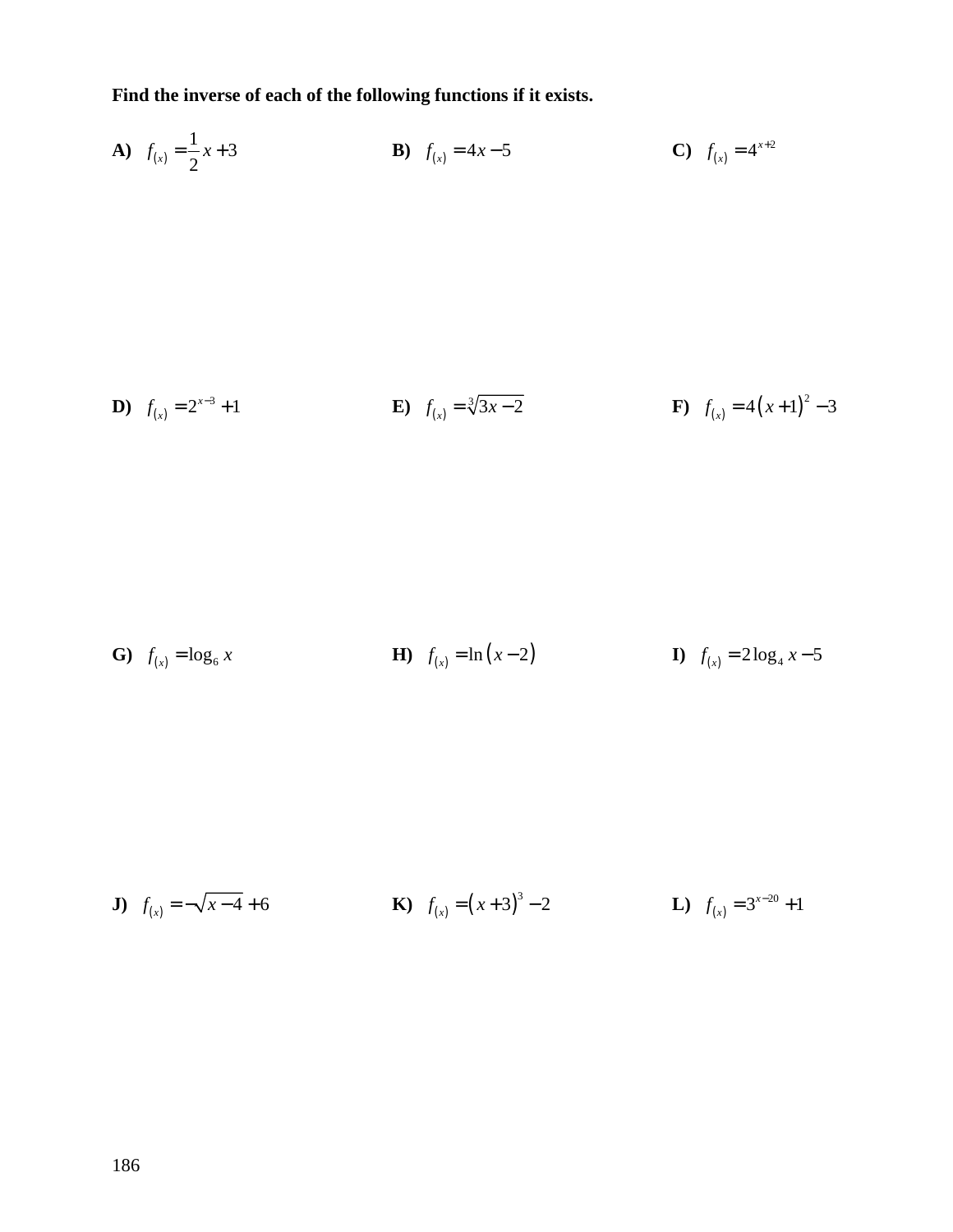**Find the inverse of each of the following functions if it exists.**

**A)** $f_{(x)} = \frac{1}{2}x + 3$

**B)** $f_{(x)} = 4x - 5$

**C)** $f_{(x)} = 4^{x+2}$

**D)** $f_{(x)} = 2^{x-3} + 1$

**E)** $f_{(x)} = \sqrt[3]{3x - 2}$

**F)** $f_{(x)} = 4(x+1)^2 - 3$

**G)** $f_{(x)} = \log_6 x$

**H)** $f_{(x)} = \ln(x - 2)$

**I)** $f_{(x)} = 2\log_4 x - 5$

**J)** $f_{(x)} = -\sqrt{x - 4} + 6$

**K)** $f_{(x)} = (x+3)^3 - 2$

**L)** $f_{(x)} = 3^{x-20} + 1$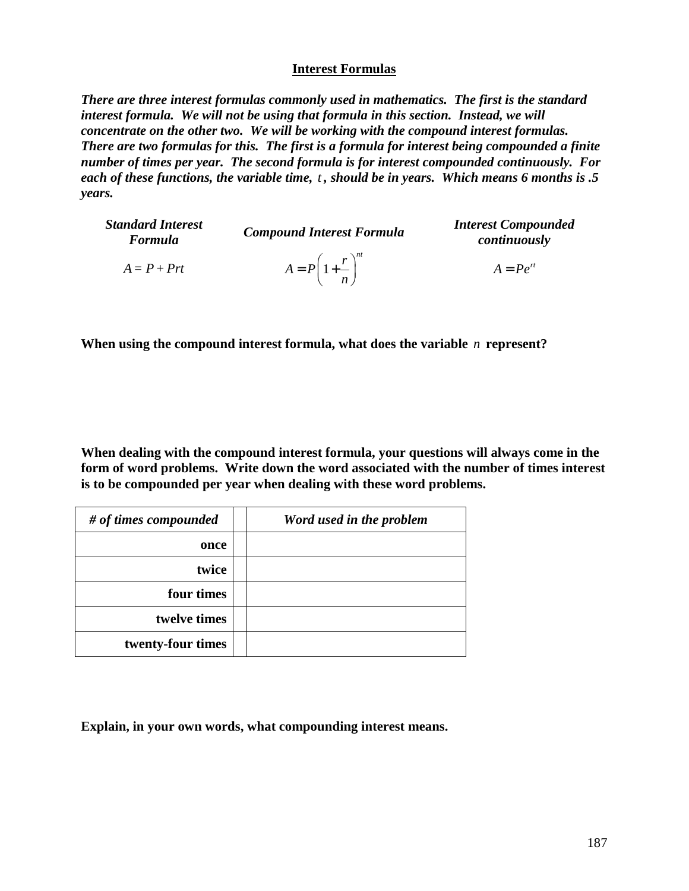## Interest Formulas

***There are three interest formulas commonly used in mathematics. The first is the standard interest formula. We will not be using that formula in this section. Instead, we will concentrate on the other two. We will be working with the compound interest formulas. There are two formulas for this. The first is a formula for interest being compounded a finite number of times per year. The second formula is for interest compounded continuously. For each of these functions, the variable time, $t$, should be in years. Which means 6 months is .5 years.***

| *Standard Interest Formula* | *Compound Interest Formula* | *Interest Compounded continuously* |
|---|---|---|
| $A = P + Prt$ | $A = P\left(1 + \frac{r}{n}\right)^{nt}$ | $A = Pe^{rt}$ |

**When using the compound interest formula, what does the variable $n$ represent?**

**When dealing with the compound interest formula, your questions will always come in the form of word problems. Write down the word associated with the number of times interest is to be compounded per year when dealing with these word problems.**

| *# of times compounded* | | *Word used in the problem* |
|---|---|---|
| **once** | | |
| **twice** | | |
| **four times** | | |
| **twelve times** | | |
| **twenty-four times** | | |

**Explain, in your own words, what compounding interest means.**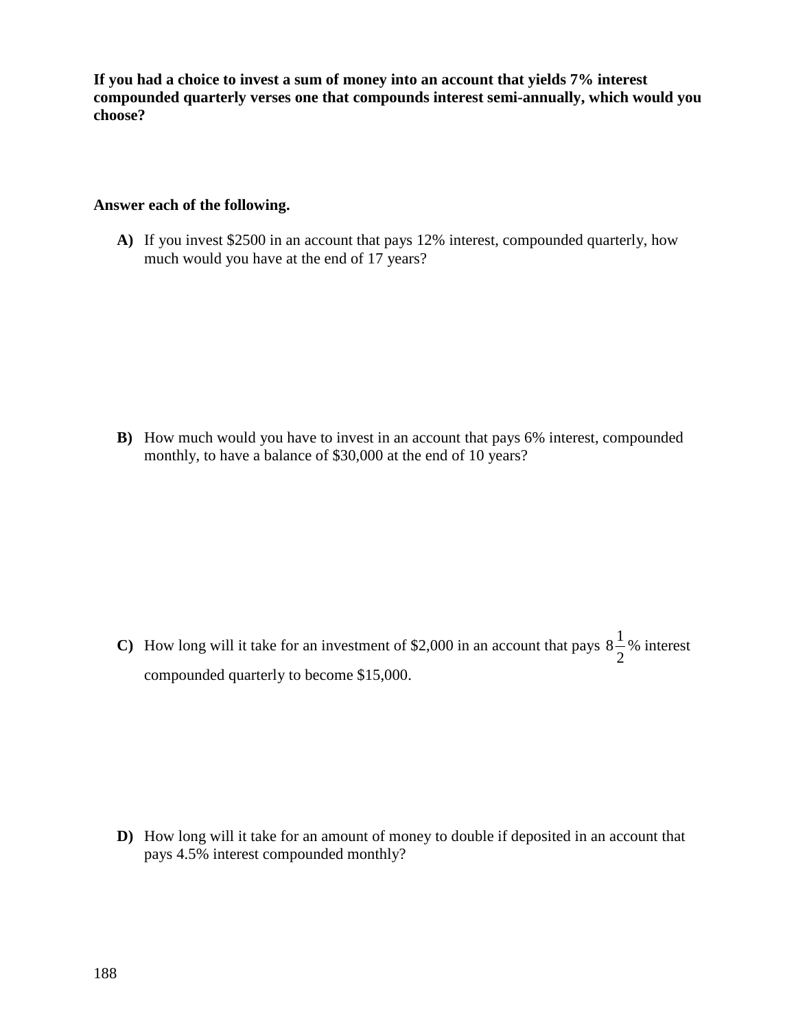**If you had a choice to invest a sum of money into an account that yields 7% interest compounded quarterly verses one that compounds interest semi-annually, which would you choose?**

**Answer each of the following.**

**A)** If you invest $2500 in an account that pays 12% interest, compounded quarterly, how much would you have at the end of 17 years?

**B)** How much would you have to invest in an account that pays 6% interest, compounded monthly, to have a balance of $30,000 at the end of 10 years?

**C)** How long will it take for an investment of $2,000 in an account that pays $8\frac{1}{2}$% interest compounded quarterly to become $15,000.

**D)** How long will it take for an amount of money to double if deposited in an account that pays 4.5% interest compounded monthly?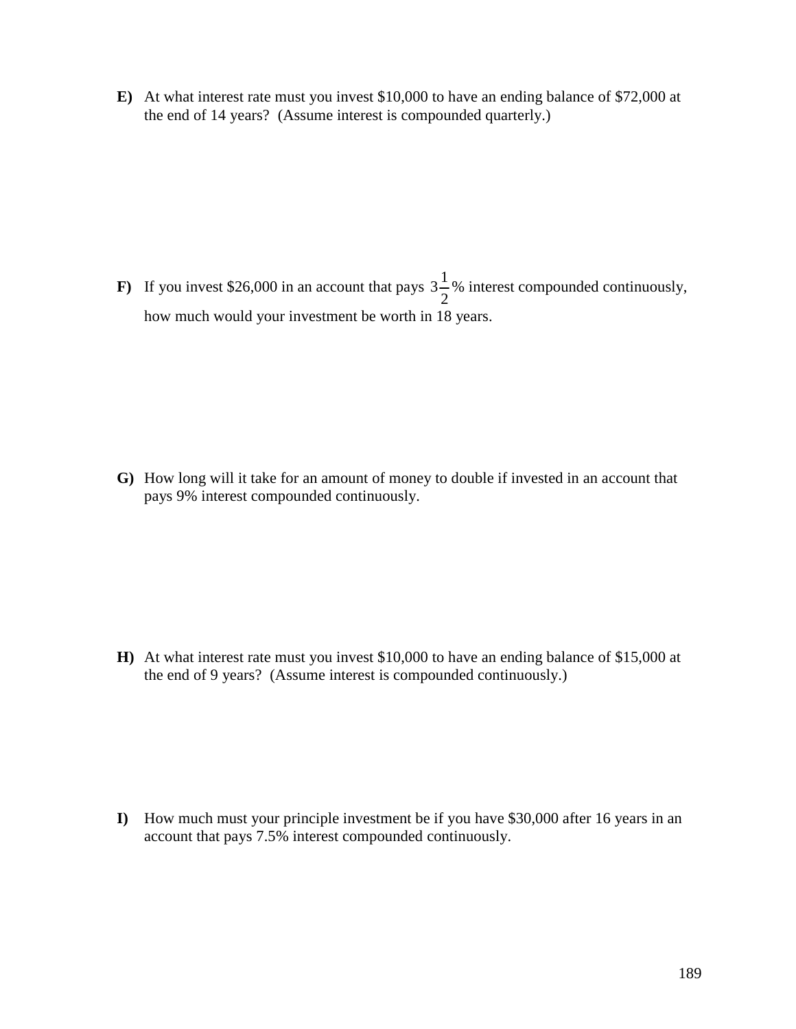**E)** At what interest rate must you invest \$10,000 to have an ending balance of \$72,000 at the end of 14 years? (Assume interest is compounded quarterly.)

**F)** If you invest \$26,000 in an account that pays $3\frac{1}{2}$% interest compounded continuously, how much would your investment be worth in 18 years.

**G)** How long will it take for an amount of money to double if invested in an account that pays 9% interest compounded continuously.

**H)** At what interest rate must you invest \$10,000 to have an ending balance of \$15,000 at the end of 9 years? (Assume interest is compounded continuously.)

**I)** How much must your principle investment be if you have \$30,000 after 16 years in an account that pays 7.5% interest compounded continuously.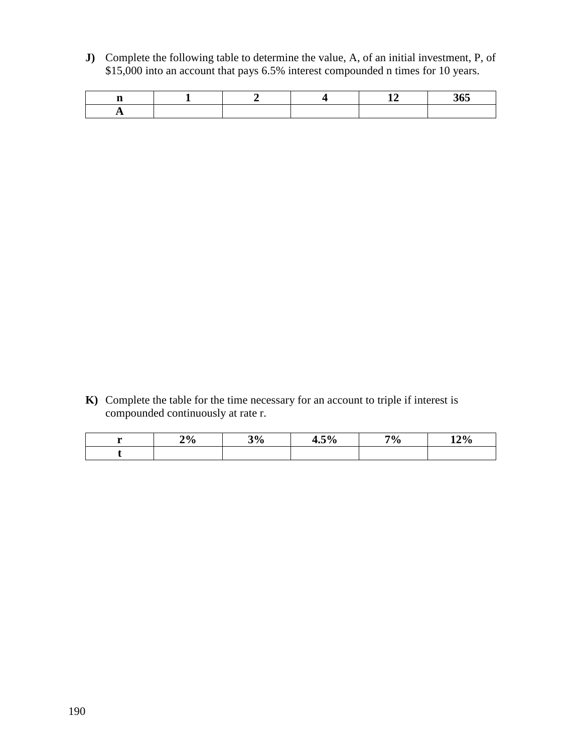**J)** Complete the following table to determine the value, A, of an initial investment, P, of \$15,000 into an account that pays 6.5% interest compounded n times for 10 years.

| **n** | **1** | **2** | **4** | **12** | **365** |
|---|---|---|---|---|---|
| **A** | | | | | |

**K)** Complete the table for the time necessary for an account to triple if interest is compounded continuously at rate r.

| **r** | **2%** | **3%** | **4.5%** | **7%** | **12%** |
|---|---|---|---|---|---|
| **t** | | | | | |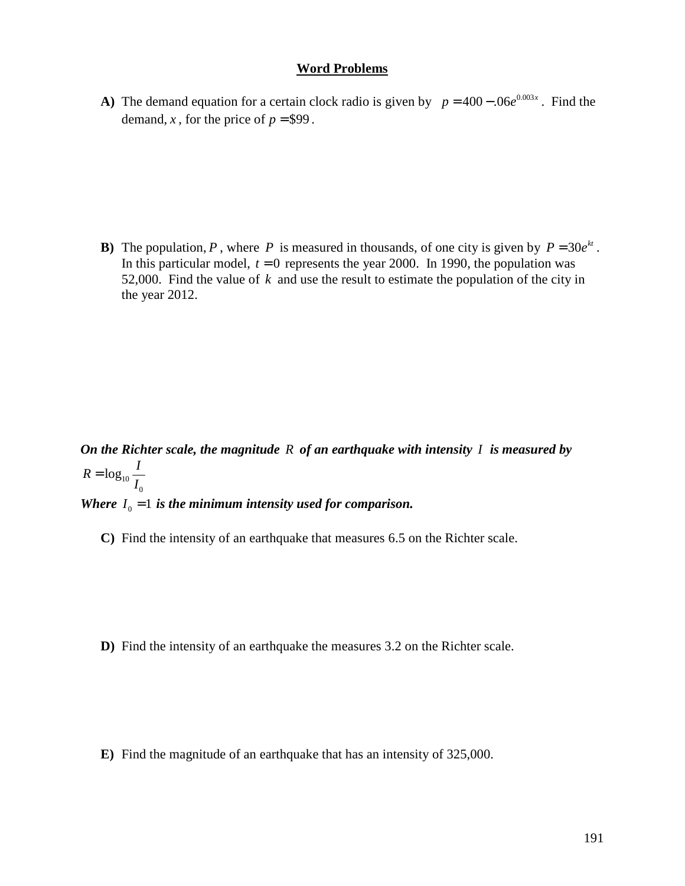## Word Problems

**A)** The demand equation for a certain clock radio is given by $p = 400 - .06e^{0.003x}$. Find the demand, $x$, for the price of $p = \$99$.

**B)** The population, $P$, where $P$ is measured in thousands, of one city is given by $P = 30e^{kt}$. In this particular model, $t = 0$ represents the year 2000. In 1990, the population was 52,000. Find the value of $k$ and use the result to estimate the population of the city in the year 2012.

***On the Richter scale, the magnitude $R$ of an earthquake with intensity $I$ is measured by***

$$R = \log_{10} \frac{I}{I_0}$$

***Where $I_0 = 1$ is the minimum intensity used for comparison.***

**C)** Find the intensity of an earthquake that measures 6.5 on the Richter scale.

**D)** Find the intensity of an earthquake the measures 3.2 on the Richter scale.

**E)** Find the magnitude of an earthquake that has an intensity of 325,000.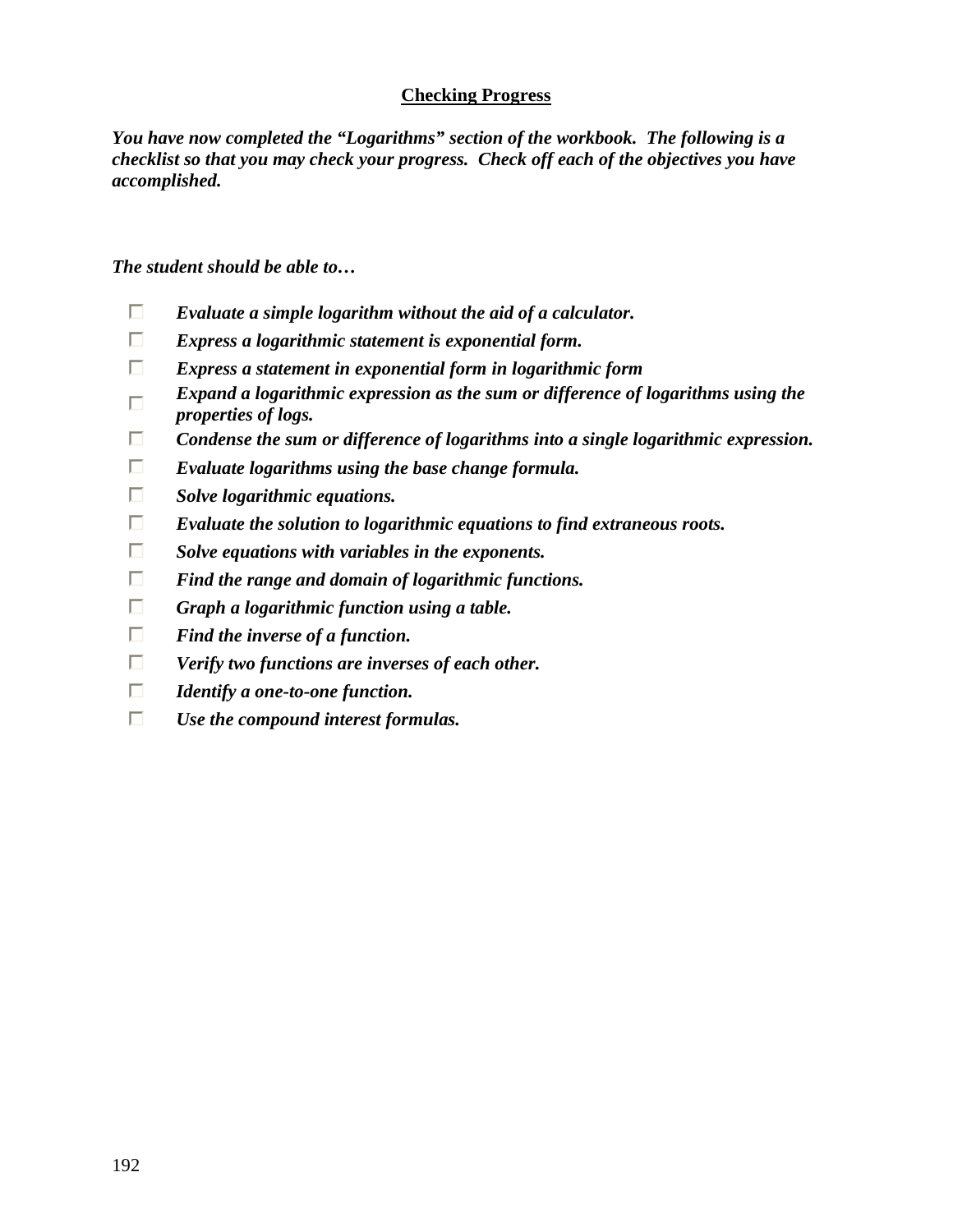## Checking Progress

***You have now completed the "Logarithms" section of the workbook. The following is a checklist so that you may check your progress. Check off each of the objectives you have accomplished.***

***The student should be able to…***

- [ ] ***Evaluate a simple logarithm without the aid of a calculator.***
- [ ] ***Express a logarithmic statement is exponential form.***
- [ ] ***Express a statement in exponential form in logarithmic form***
- [ ] ***Expand a logarithmic expression as the sum or difference of logarithms using the properties of logs.***
- [ ] ***Condense the sum or difference of logarithms into a single logarithmic expression.***
- [ ] ***Evaluate logarithms using the base change formula.***
- [ ] ***Solve logarithmic equations.***
- [ ] ***Evaluate the solution to logarithmic equations to find extraneous roots.***
- [ ] ***Solve equations with variables in the exponents.***
- [ ] ***Find the range and domain of logarithmic functions.***
- [ ] ***Graph a logarithmic function using a table.***
- [ ] ***Find the inverse of a function.***
- [ ] ***Verify two functions are inverses of each other.***
- [ ] ***Identify a one-to-one function.***
- [ ] ***Use the compound interest formulas.***